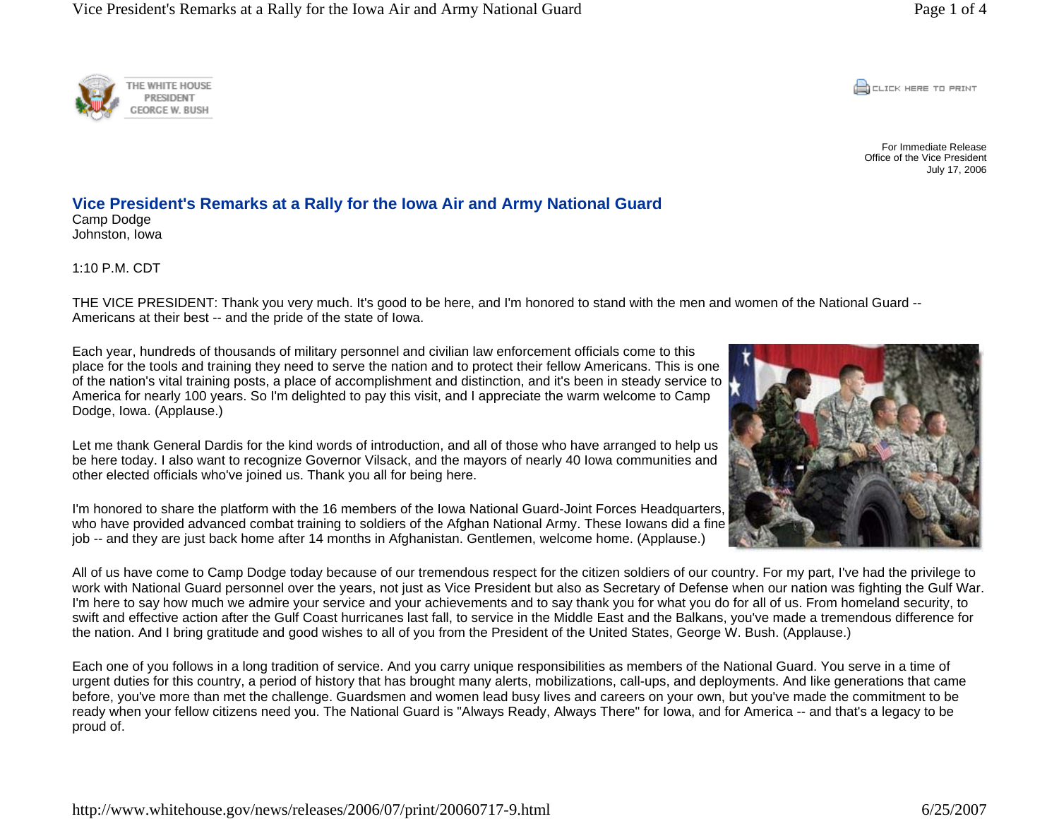THE WHITE HOUSE
PRESIDENT
GEORGE W. BUSH

For Immediate Release
Office of the Vice President
July 17, 2006

# Vice President's Remarks at a Rally for the Iowa Air and Army National Guard

Camp Dodge
Johnston, Iowa

1:10 P.M. CDT

THE VICE PRESIDENT: Thank you very much. It's good to be here, and I'm honored to stand with the men and women of the National Guard -- Americans at their best -- and the pride of the state of Iowa.

Each year, hundreds of thousands of military personnel and civilian law enforcement officials come to this place for the tools and training they need to serve the nation and to protect their fellow Americans. This is one of the nation's vital training posts, a place of accomplishment and distinction, and it's been in steady service to America for nearly 100 years. So I'm delighted to pay this visit, and I appreciate the warm welcome to Camp Dodge, Iowa. (Applause.)

Let me thank General Dardis for the kind words of introduction, and all of those who have arranged to help us be here today. I also want to recognize Governor Vilsack, and the mayors of nearly 40 Iowa communities and other elected officials who've joined us. Thank you all for being here.

I'm honored to share the platform with the 16 members of the Iowa National Guard-Joint Forces Headquarters, who have provided advanced combat training to soldiers of the Afghan National Army. These Iowans did a fine job -- and they are just back home after 14 months in Afghanistan. Gentlemen, welcome home. (Applause.)

All of us have come to Camp Dodge today because of our tremendous respect for the citizen soldiers of our country. For my part, I've had the privilege to work with National Guard personnel over the years, not just as Vice President but also as Secretary of Defense when our nation was fighting the Gulf War. I'm here to say how much we admire your service and your achievements and to say thank you for what you do for all of us. From homeland security, to swift and effective action after the Gulf Coast hurricanes last fall, to service in the Middle East and the Balkans, you've made a tremendous difference for the nation. And I bring gratitude and good wishes to all of you from the President of the United States, George W. Bush. (Applause.)

Each one of you follows in a long tradition of service. And you carry unique responsibilities as members of the National Guard. You serve in a time of urgent duties for this country, a period of history that has brought many alerts, mobilizations, call-ups, and deployments. And like generations that came before, you've more than met the challenge. Guardsmen and women lead busy lives and careers on your own, but you've made the commitment to be ready when your fellow citizens need you. The National Guard is "Always Ready, Always There" for Iowa, and for America -- and that's a legacy to be proud of.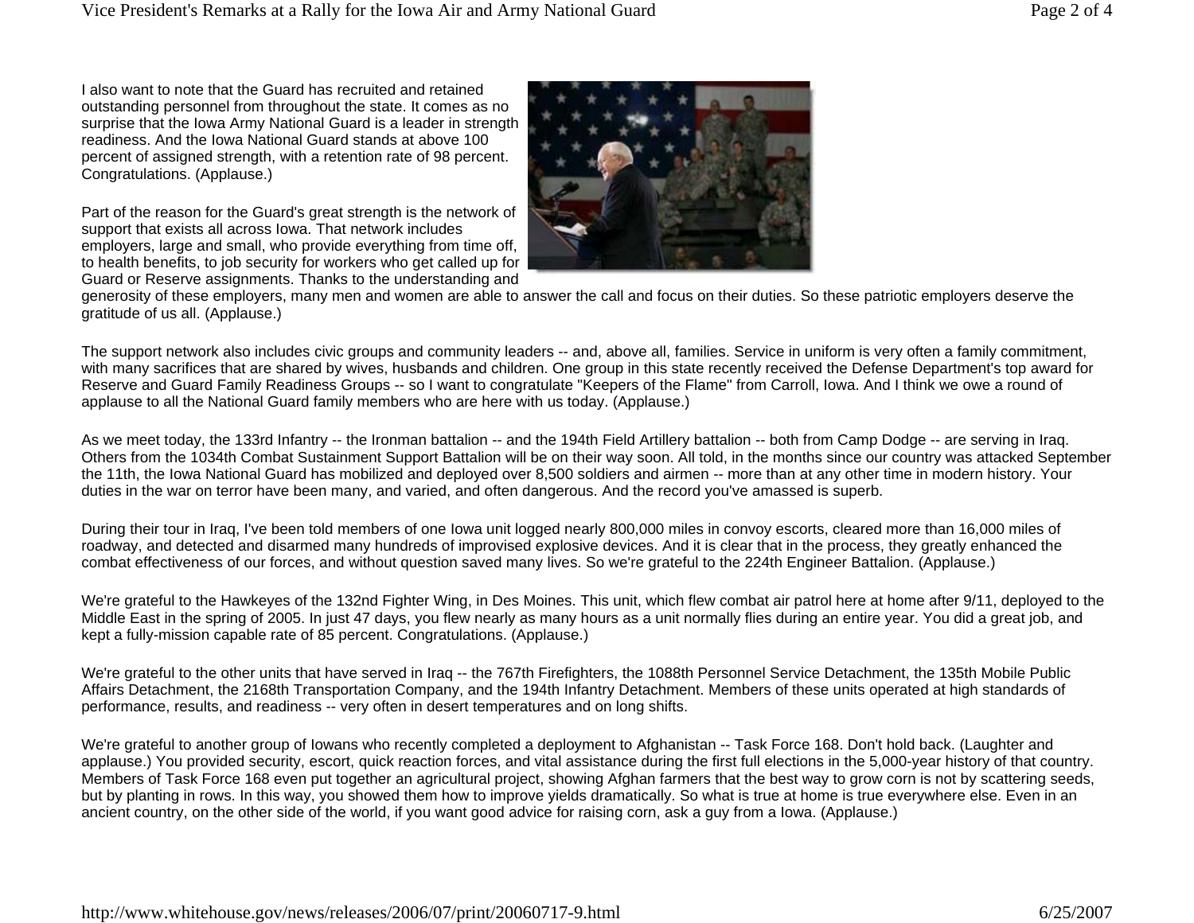I also want to note that the Guard has recruited and retained outstanding personnel from throughout the state. It comes as no surprise that the Iowa Army National Guard is a leader in strength readiness. And the Iowa National Guard stands at above 100 percent of assigned strength, with a retention rate of 98 percent. Congratulations. (Applause.)

Part of the reason for the Guard's great strength is the network of support that exists all across Iowa. That network includes employers, large and small, who provide everything from time off, to health benefits, to job security for workers who get called up for Guard or Reserve assignments. Thanks to the understanding and generosity of these employers, many men and women are able to answer the call and focus on their duties. So these patriotic employers deserve the gratitude of us all. (Applause.)

The support network also includes civic groups and community leaders -- and, above all, families. Service in uniform is very often a family commitment, with many sacrifices that are shared by wives, husbands and children. One group in this state recently received the Defense Department's top award for Reserve and Guard Family Readiness Groups -- so I want to congratulate "Keepers of the Flame" from Carroll, Iowa. And I think we owe a round of applause to all the National Guard family members who are here with us today. (Applause.)

As we meet today, the 133rd Infantry -- the Ironman battalion -- and the 194th Field Artillery battalion -- both from Camp Dodge -- are serving in Iraq. Others from the 1034th Combat Sustainment Support Battalion will be on their way soon. All told, in the months since our country was attacked September the 11th, the Iowa National Guard has mobilized and deployed over 8,500 soldiers and airmen -- more than at any other time in modern history. Your duties in the war on terror have been many, and varied, and often dangerous. And the record you've amassed is superb.

During their tour in Iraq, I've been told members of one Iowa unit logged nearly 800,000 miles in convoy escorts, cleared more than 16,000 miles of roadway, and detected and disarmed many hundreds of improvised explosive devices. And it is clear that in the process, they greatly enhanced the combat effectiveness of our forces, and without question saved many lives. So we're grateful to the 224th Engineer Battalion. (Applause.)

We're grateful to the Hawkeyes of the 132nd Fighter Wing, in Des Moines. This unit, which flew combat air patrol here at home after 9/11, deployed to the Middle East in the spring of 2005. In just 47 days, you flew nearly as many hours as a unit normally flies during an entire year. You did a great job, and kept a fully-mission capable rate of 85 percent. Congratulations. (Applause.)

We're grateful to the other units that have served in Iraq -- the 767th Firefighters, the 1088th Personnel Service Detachment, the 135th Mobile Public Affairs Detachment, the 2168th Transportation Company, and the 194th Infantry Detachment. Members of these units operated at high standards of performance, results, and readiness -- very often in desert temperatures and on long shifts.

We're grateful to another group of Iowans who recently completed a deployment to Afghanistan -- Task Force 168. Don't hold back. (Laughter and applause.) You provided security, escort, quick reaction forces, and vital assistance during the first full elections in the 5,000-year history of that country. Members of Task Force 168 even put together an agricultural project, showing Afghan farmers that the best way to grow corn is not by scattering seeds, but by planting in rows. In this way, you showed them how to improve yields dramatically. So what is true at home is true everywhere else. Even in an ancient country, on the other side of the world, if you want good advice for raising corn, ask a guy from a Iowa. (Applause.)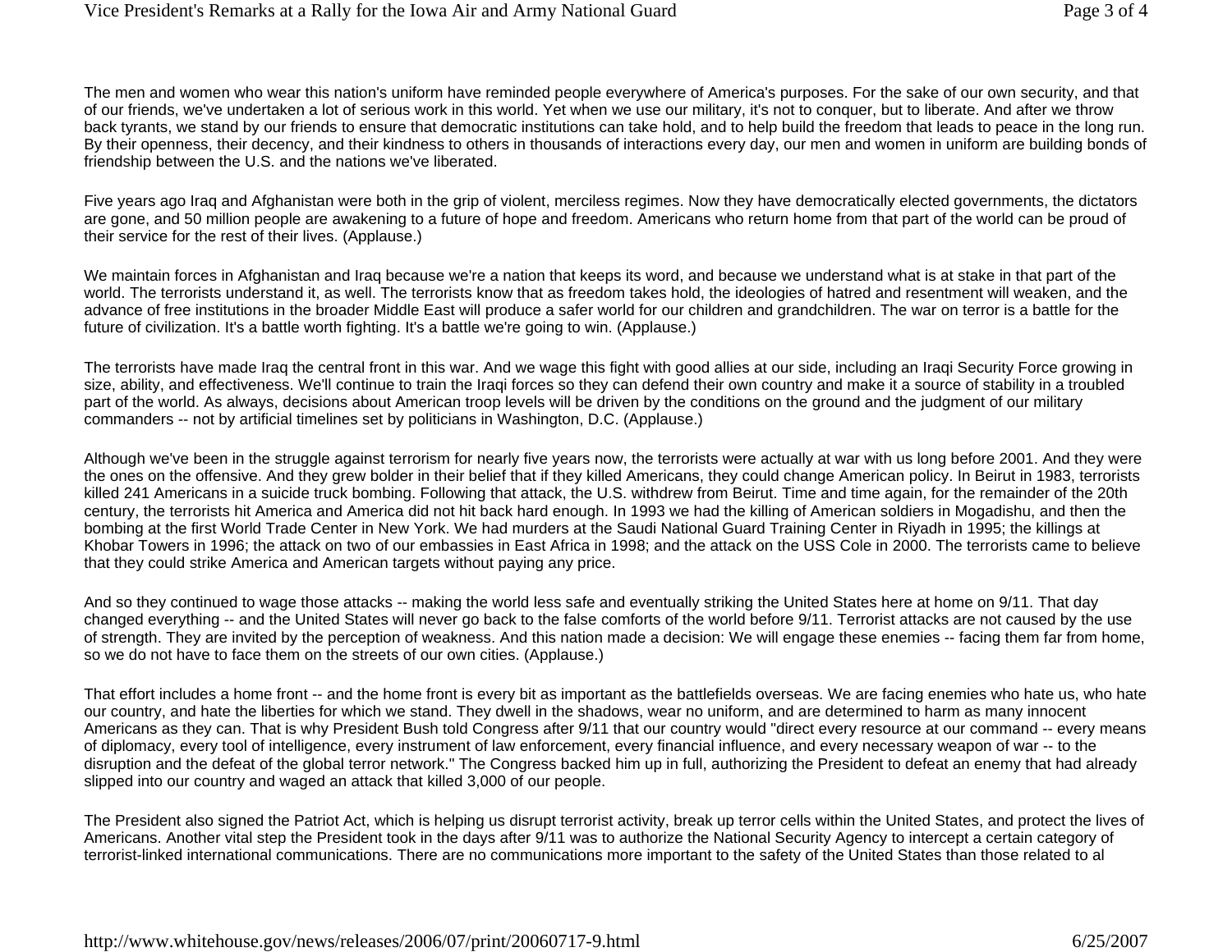The men and women who wear this nation's uniform have reminded people everywhere of America's purposes. For the sake of our own security, and that of our friends, we've undertaken a lot of serious work in this world. Yet when we use our military, it's not to conquer, but to liberate. And after we throw back tyrants, we stand by our friends to ensure that democratic institutions can take hold, and to help build the freedom that leads to peace in the long run. By their openness, their decency, and their kindness to others in thousands of interactions every day, our men and women in uniform are building bonds of friendship between the U.S. and the nations we've liberated.

Five years ago Iraq and Afghanistan were both in the grip of violent, merciless regimes. Now they have democratically elected governments, the dictators are gone, and 50 million people are awakening to a future of hope and freedom. Americans who return home from that part of the world can be proud of their service for the rest of their lives. (Applause.)

We maintain forces in Afghanistan and Iraq because we're a nation that keeps its word, and because we understand what is at stake in that part of the world. The terrorists understand it, as well. The terrorists know that as freedom takes hold, the ideologies of hatred and resentment will weaken, and the advance of free institutions in the broader Middle East will produce a safer world for our children and grandchildren. The war on terror is a battle for the future of civilization. It's a battle worth fighting. It's a battle we're going to win. (Applause.)

The terrorists have made Iraq the central front in this war. And we wage this fight with good allies at our side, including an Iraqi Security Force growing in size, ability, and effectiveness. We'll continue to train the Iraqi forces so they can defend their own country and make it a source of stability in a troubled part of the world. As always, decisions about American troop levels will be driven by the conditions on the ground and the judgment of our military commanders -- not by artificial timelines set by politicians in Washington, D.C. (Applause.)

Although we've been in the struggle against terrorism for nearly five years now, the terrorists were actually at war with us long before 2001. And they were the ones on the offensive. And they grew bolder in their belief that if they killed Americans, they could change American policy. In Beirut in 1983, terrorists killed 241 Americans in a suicide truck bombing. Following that attack, the U.S. withdrew from Beirut. Time and time again, for the remainder of the 20th century, the terrorists hit America and America did not hit back hard enough. In 1993 we had the killing of American soldiers in Mogadishu, and then the bombing at the first World Trade Center in New York. We had murders at the Saudi National Guard Training Center in Riyadh in 1995; the killings at Khobar Towers in 1996; the attack on two of our embassies in East Africa in 1998; and the attack on the USS Cole in 2000. The terrorists came to believe that they could strike America and American targets without paying any price.

And so they continued to wage those attacks -- making the world less safe and eventually striking the United States here at home on 9/11. That day changed everything -- and the United States will never go back to the false comforts of the world before 9/11. Terrorist attacks are not caused by the use of strength. They are invited by the perception of weakness. And this nation made a decision: We will engage these enemies -- facing them far from home, so we do not have to face them on the streets of our own cities. (Applause.)

That effort includes a home front -- and the home front is every bit as important as the battlefields overseas. We are facing enemies who hate us, who hate our country, and hate the liberties for which we stand. They dwell in the shadows, wear no uniform, and are determined to harm as many innocent Americans as they can. That is why President Bush told Congress after 9/11 that our country would "direct every resource at our command -- every means of diplomacy, every tool of intelligence, every instrument of law enforcement, every financial influence, and every necessary weapon of war -- to the disruption and the defeat of the global terror network." The Congress backed him up in full, authorizing the President to defeat an enemy that had already slipped into our country and waged an attack that killed 3,000 of our people.

The President also signed the Patriot Act, which is helping us disrupt terrorist activity, break up terror cells within the United States, and protect the lives of Americans. Another vital step the President took in the days after 9/11 was to authorize the National Security Agency to intercept a certain category of terrorist-linked international communications. There are no communications more important to the safety of the United States than those related to al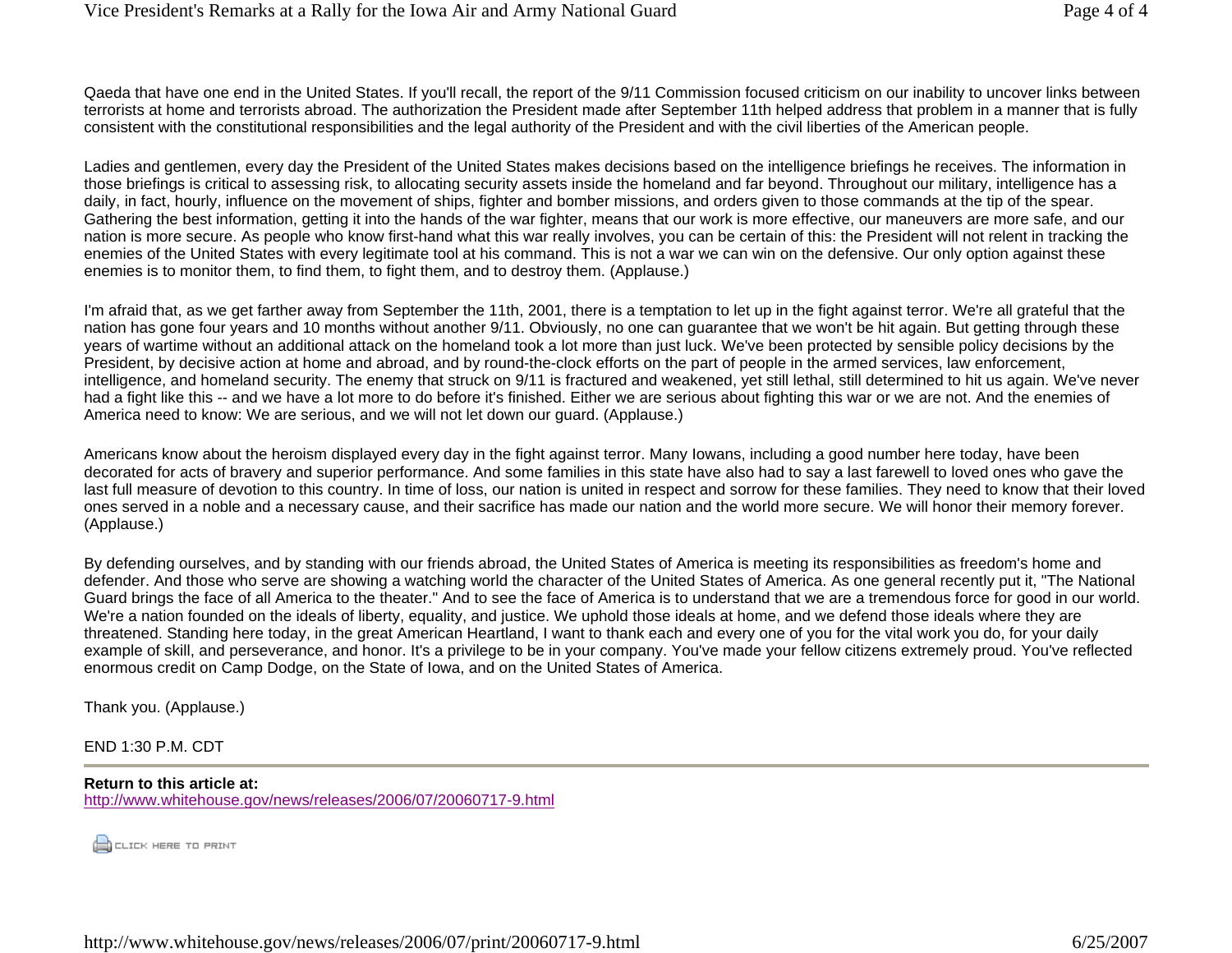Qaeda that have one end in the United States. If you'll recall, the report of the 9/11 Commission focused criticism on our inability to uncover links between terrorists at home and terrorists abroad. The authorization the President made after September 11th helped address that problem in a manner that is fully consistent with the constitutional responsibilities and the legal authority of the President and with the civil liberties of the American people.

Ladies and gentlemen, every day the President of the United States makes decisions based on the intelligence briefings he receives. The information in those briefings is critical to assessing risk, to allocating security assets inside the homeland and far beyond. Throughout our military, intelligence has a daily, in fact, hourly, influence on the movement of ships, fighter and bomber missions, and orders given to those commands at the tip of the spear. Gathering the best information, getting it into the hands of the war fighter, means that our work is more effective, our maneuvers are more safe, and our nation is more secure. As people who know first-hand what this war really involves, you can be certain of this: the President will not relent in tracking the enemies of the United States with every legitimate tool at his command. This is not a war we can win on the defensive. Our only option against these enemies is to monitor them, to find them, to fight them, and to destroy them. (Applause.)

I'm afraid that, as we get farther away from September the 11th, 2001, there is a temptation to let up in the fight against terror. We're all grateful that the nation has gone four years and 10 months without another 9/11. Obviously, no one can guarantee that we won't be hit again. But getting through these years of wartime without an additional attack on the homeland took a lot more than just luck. We've been protected by sensible policy decisions by the President, by decisive action at home and abroad, and by round-the-clock efforts on the part of people in the armed services, law enforcement, intelligence, and homeland security. The enemy that struck on 9/11 is fractured and weakened, yet still lethal, still determined to hit us again. We've never had a fight like this -- and we have a lot more to do before it's finished. Either we are serious about fighting this war or we are not. And the enemies of America need to know: We are serious, and we will not let down our guard. (Applause.)

Americans know about the heroism displayed every day in the fight against terror. Many Iowans, including a good number here today, have been decorated for acts of bravery and superior performance. And some families in this state have also had to say a last farewell to loved ones who gave the last full measure of devotion to this country. In time of loss, our nation is united in respect and sorrow for these families. They need to know that their loved ones served in a noble and a necessary cause, and their sacrifice has made our nation and the world more secure. We will honor their memory forever. (Applause.)

By defending ourselves, and by standing with our friends abroad, the United States of America is meeting its responsibilities as freedom's home and defender. And those who serve are showing a watching world the character of the United States of America. As one general recently put it, "The National Guard brings the face of all America to the theater." And to see the face of America is to understand that we are a tremendous force for good in our world. We're a nation founded on the ideals of liberty, equality, and justice. We uphold those ideals at home, and we defend those ideals where they are threatened. Standing here today, in the great American Heartland, I want to thank each and every one of you for the vital work you do, for your daily example of skill, and perseverance, and honor. It's a privilege to be in your company. You've made your fellow citizens extremely proud. You've reflected enormous credit on Camp Dodge, on the State of Iowa, and on the United States of America.

Thank you. (Applause.)

END 1:30 P.M. CDT

---

**Return to this article at:**
http://www.whitehouse.gov/news/releases/2006/07/20060717-9.html

CLICK HERE TO PRINT